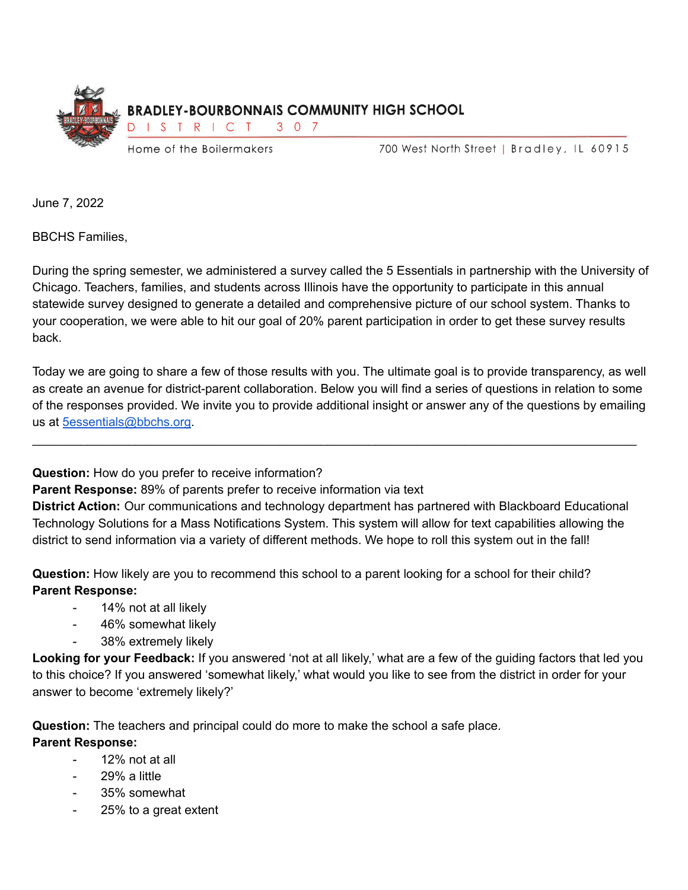**BRADLEY-BOURBONNAIS COMMUNITY HIGH SCHOOL**
DISTRICT 307

Home of the Boilermakers — 700 West North Street | Bradley, IL 60915

June 7, 2022

BBCHS Families,

During the spring semester, we administered a survey called the 5 Essentials in partnership with the University of Chicago. Teachers, families, and students across Illinois have the opportunity to participate in this annual statewide survey designed to generate a detailed and comprehensive picture of our school system. Thanks to your cooperation, we were able to hit our goal of 20% parent participation in order to get these survey results back.

Today we are going to share a few of those results with you. The ultimate goal is to provide transparency, as well as create an avenue for district-parent collaboration. Below you will find a series of questions in relation to some of the responses provided. We invite you to provide additional insight or answer any of the questions by emailing us at [5essentials@bbchs.org](mailto:5essentials@bbchs.org).

---

**Question:** How do you prefer to receive information?
**Parent Response:** 89% of parents prefer to receive information via text
**District Action:** Our communications and technology department has partnered with Blackboard Educational Technology Solutions for a Mass Notifications System. This system will allow for text capabilities allowing the district to send information via a variety of different methods. We hope to roll this system out in the fall!

**Question:** How likely are you to recommend this school to a parent looking for a school for their child?
**Parent Response:**

- 14% not at all likely
- 46% somewhat likely
- 38% extremely likely

**Looking for your Feedback:** If you answered 'not at all likely,' what are a few of the guiding factors that led you to this choice? If you answered 'somewhat likely,' what would you like to see from the district in order for your answer to become 'extremely likely?'

**Question:** The teachers and principal could do more to make the school a safe place.
**Parent Response:**

- 12% not at all
- 29% a little
- 35% somewhat
- 25% to a great extent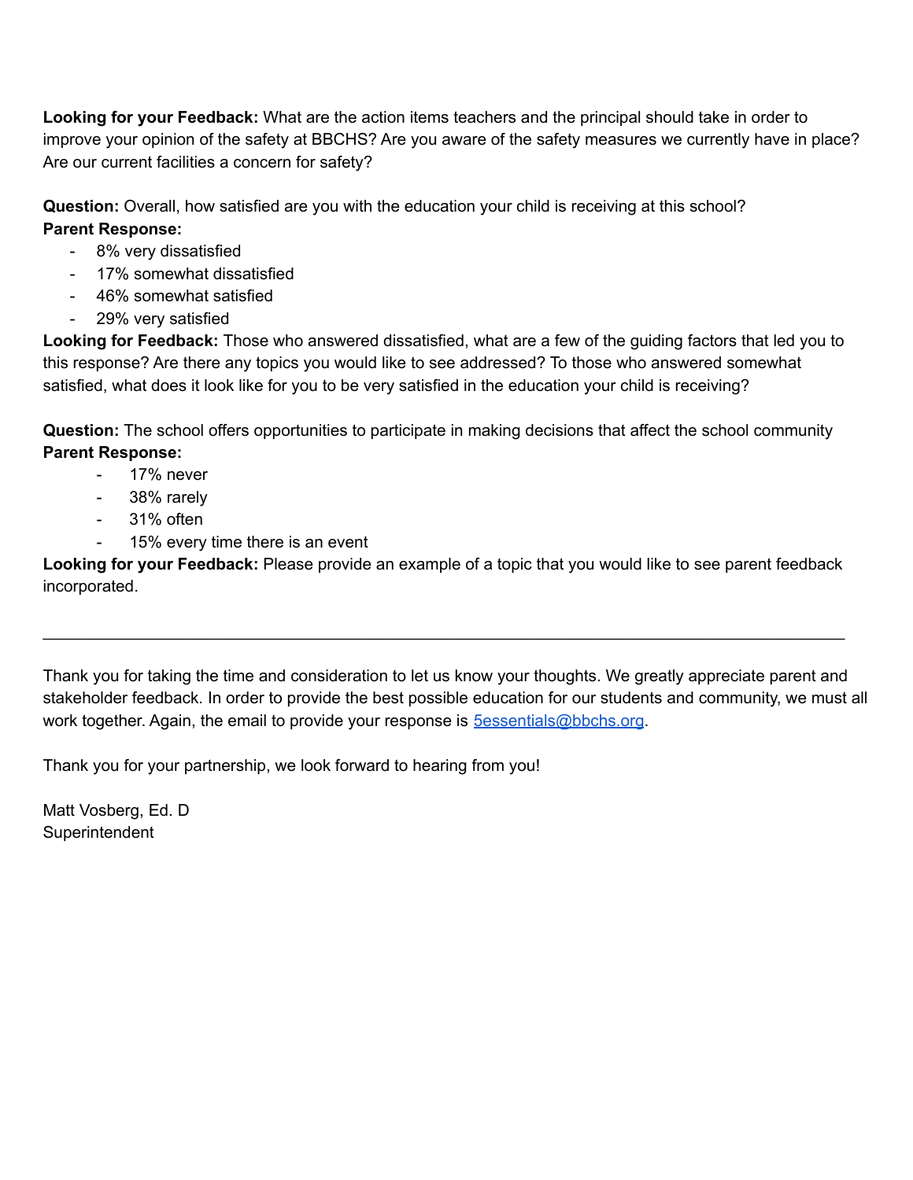**Looking for your Feedback:** What are the action items teachers and the principal should take in order to improve your opinion of the safety at BBCHS? Are you aware of the safety measures we currently have in place? Are our current facilities a concern for safety?

**Question:** Overall, how satisfied are you with the education your child is receiving at this school?
**Parent Response:**

- 8% very dissatisfied
- 17% somewhat dissatisfied
- 46% somewhat satisfied
- 29% very satisfied

**Looking for Feedback:** Those who answered dissatisfied, what are a few of the guiding factors that led you to this response? Are there any topics you would like to see addressed? To those who answered somewhat satisfied, what does it look like for you to be very satisfied in the education your child is receiving?

**Question:** The school offers opportunities to participate in making decisions that affect the school community
**Parent Response:**

- 17% never
- 38% rarely
- 31% often
- 15% every time there is an event

**Looking for your Feedback:** Please provide an example of a topic that you would like to see parent feedback incorporated.

---

Thank you for taking the time and consideration to let us know your thoughts. We greatly appreciate parent and stakeholder feedback. In order to provide the best possible education for our students and community, we must all work together. Again, the email to provide your response is 5essentials@bbchs.org.

Thank you for your partnership, we look forward to hearing from you!

Matt Vosberg, Ed. D
Superintendent